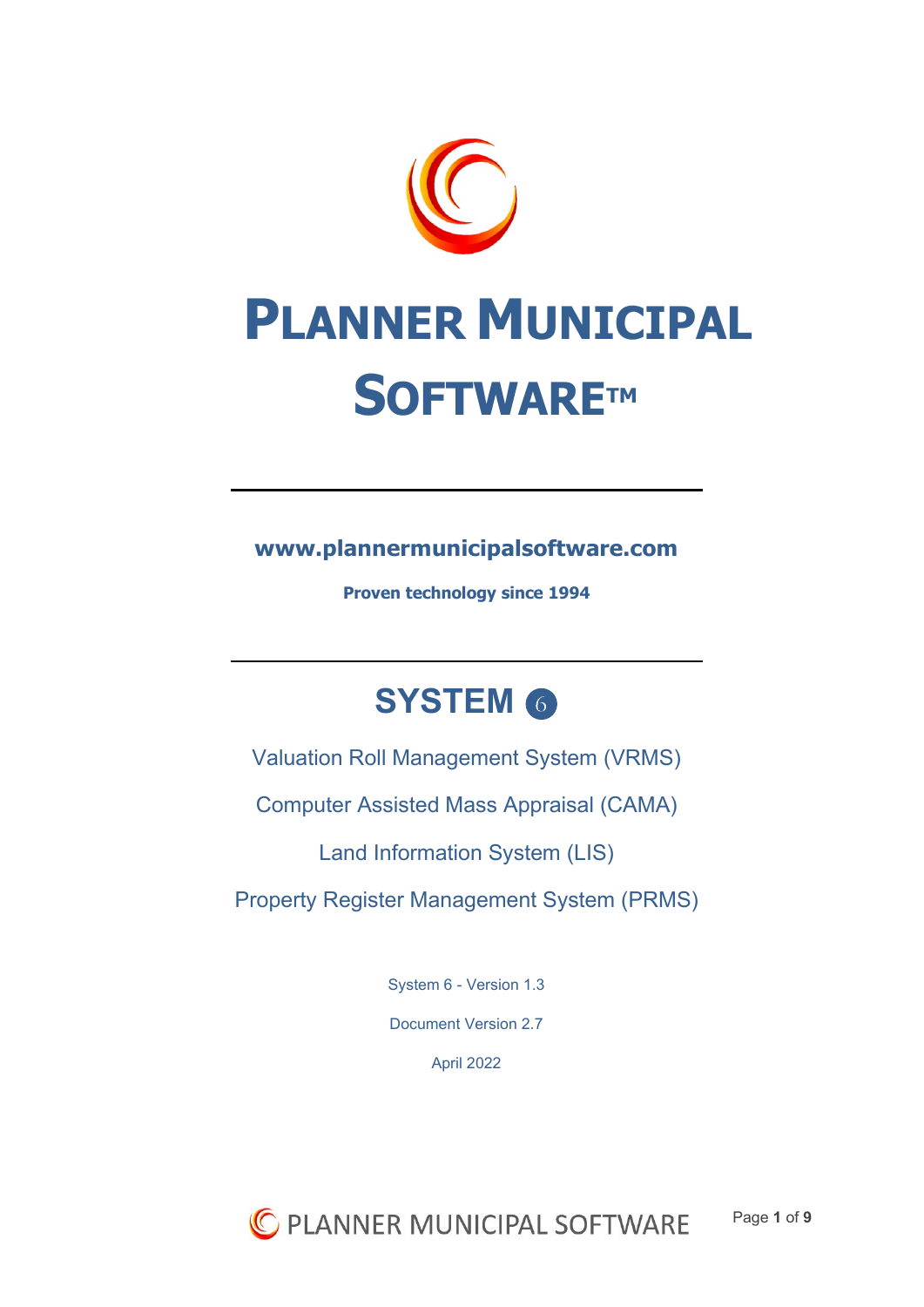# PLANNER MUNICIPAL SOFTWARE™

**www.plannermunicipalsoftware.com**

**Proven technology since 1994**

## SYSTEM 6

Valuation Roll Management System (VRMS)

Computer Assisted Mass Appraisal (CAMA)

Land Information System (LIS)

Property Register Management System (PRMS)

System 6 - Version 1.3

Document Version 2.7

April 2022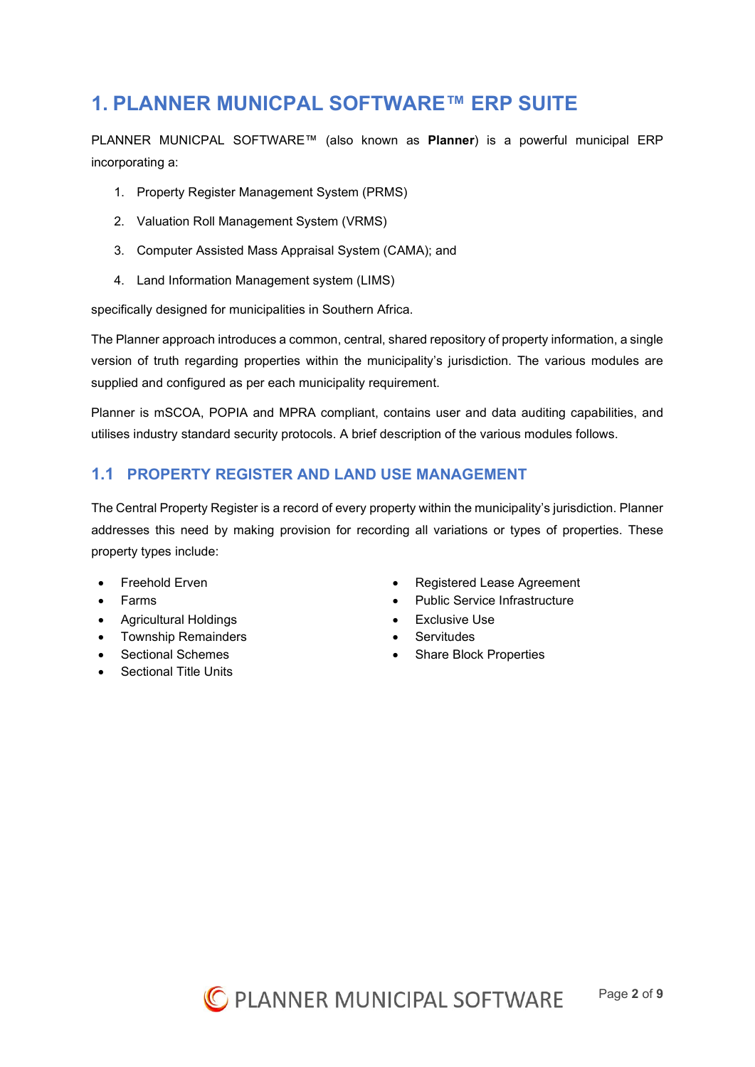# 1. PLANNER MUNICPAL SOFTWARE™ ERP SUITE

PLANNER MUNICPAL SOFTWARE™ (also known as **Planner**) is a powerful municipal ERP incorporating a:

1. Property Register Management System (PRMS)
2. Valuation Roll Management System (VRMS)
3. Computer Assisted Mass Appraisal System (CAMA); and
4. Land Information Management system (LIMS)

specifically designed for municipalities in Southern Africa.

The Planner approach introduces a common, central, shared repository of property information, a single version of truth regarding properties within the municipality's jurisdiction. The various modules are supplied and configured as per each municipality requirement.

Planner is mSCOA, POPIA and MPRA compliant, contains user and data auditing capabilities, and utilises industry standard security protocols. A brief description of the various modules follows.

## 1.1 PROPERTY REGISTER AND LAND USE MANAGEMENT

The Central Property Register is a record of every property within the municipality's jurisdiction. Planner addresses this need by making provision for recording all variations or types of properties. These property types include:

- Freehold Erven
- Farms
- Agricultural Holdings
- Township Remainders
- Sectional Schemes
- Sectional Title Units
- Registered Lease Agreement
- Public Service Infrastructure
- Exclusive Use
- Servitudes
- Share Block Properties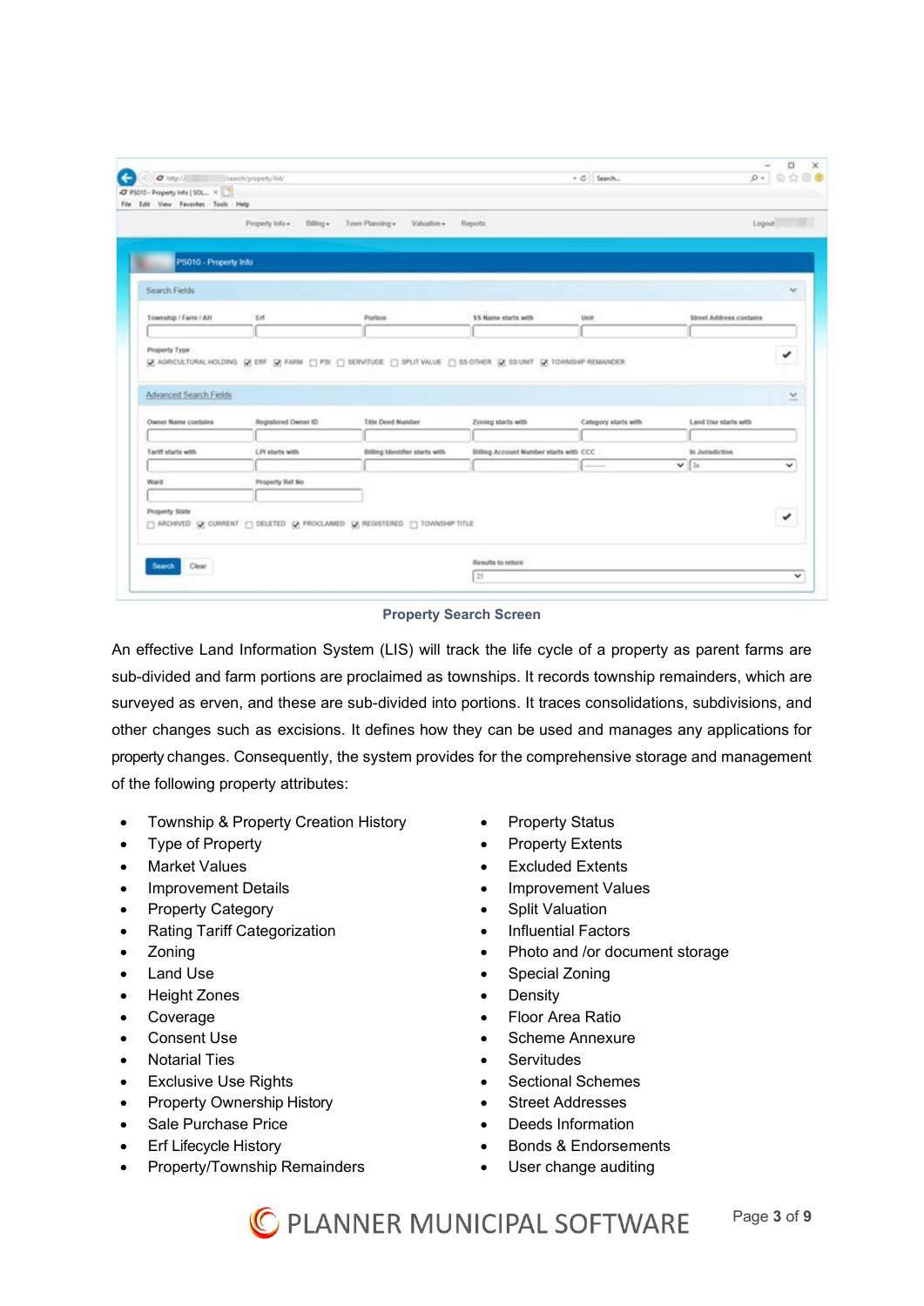**Property Search Screen**

An effective Land Information System (LIS) will track the life cycle of a property as parent farms are sub-divided and farm portions are proclaimed as townships. It records township remainders, which are surveyed as erven, and these are sub-divided into portions. It traces consolidations, subdivisions, and other changes such as excisions. It defines how they can be used and manages any applications for property changes. Consequently, the system provides for the comprehensive storage and management of the following property attributes:

- Township & Property Creation History
- Type of Property
- Market Values
- Improvement Details
- Property Category
- Rating Tariff Categorization
- Zoning
- Land Use
- Height Zones
- Coverage
- Consent Use
- Notarial Ties
- Exclusive Use Rights
- Property Ownership History
- Sale Purchase Price
- Erf Lifecycle History
- Property/Township Remainders
- Property Status
- Property Extents
- Excluded Extents
- Improvement Values
- Split Valuation
- Influential Factors
- Photo and /or document storage
- Special Zoning
- Density
- Floor Area Ratio
- Scheme Annexure
- Servitudes
- Sectional Schemes
- Street Addresses
- Deeds Information
- Bonds & Endorsements
- User change auditing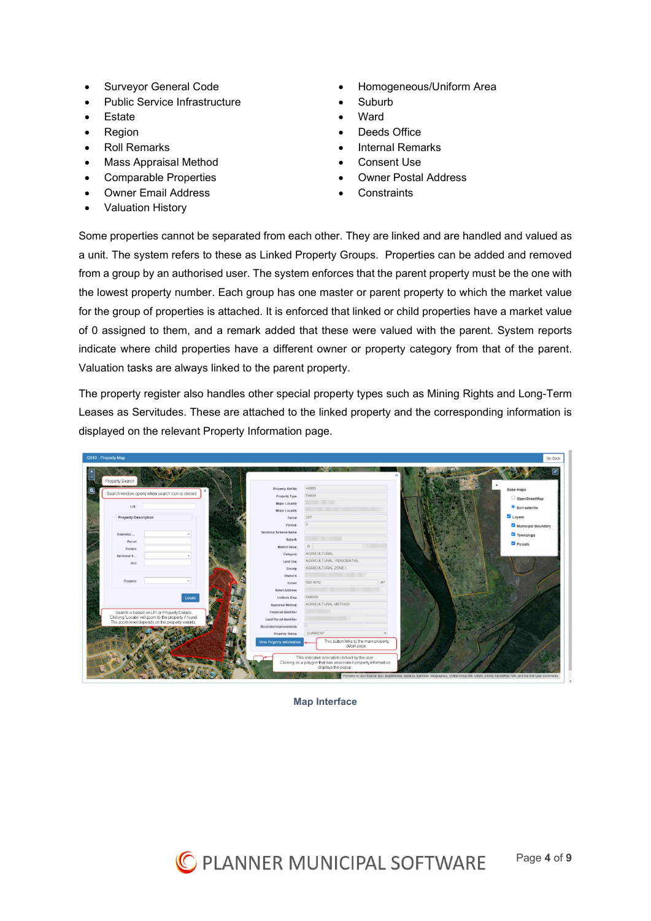- Surveyor General Code
- Public Service Infrastructure
- Estate
- Region
- Roll Remarks
- Mass Appraisal Method
- Comparable Properties
- Owner Email Address
- Valuation History
- Homogeneous/Uniform Area
- Suburb
- Ward
- Deeds Office
- Internal Remarks
- Consent Use
- Owner Postal Address
- Constraints

Some properties cannot be separated from each other. They are linked and are handled and valued as a unit. The system refers to these as Linked Property Groups. Properties can be added and removed from a group by an authorised user. The system enforces that the parent property must be the one with the lowest property number. Each group has one master or parent property to which the market value for the group of properties is attached. It is enforced that linked or child properties have a market value of 0 assigned to them, and a remark added that these were valued with the parent. System reports indicate where child properties have a different owner or property category from that of the parent. Valuation tasks are always linked to the parent property.

The property register also handles other special property types such as Mining Rights and Long-Term Leases as Servitudes. These are attached to the linked property and the corresponding information is displayed on the relevant Property Information page.

**Map Interface**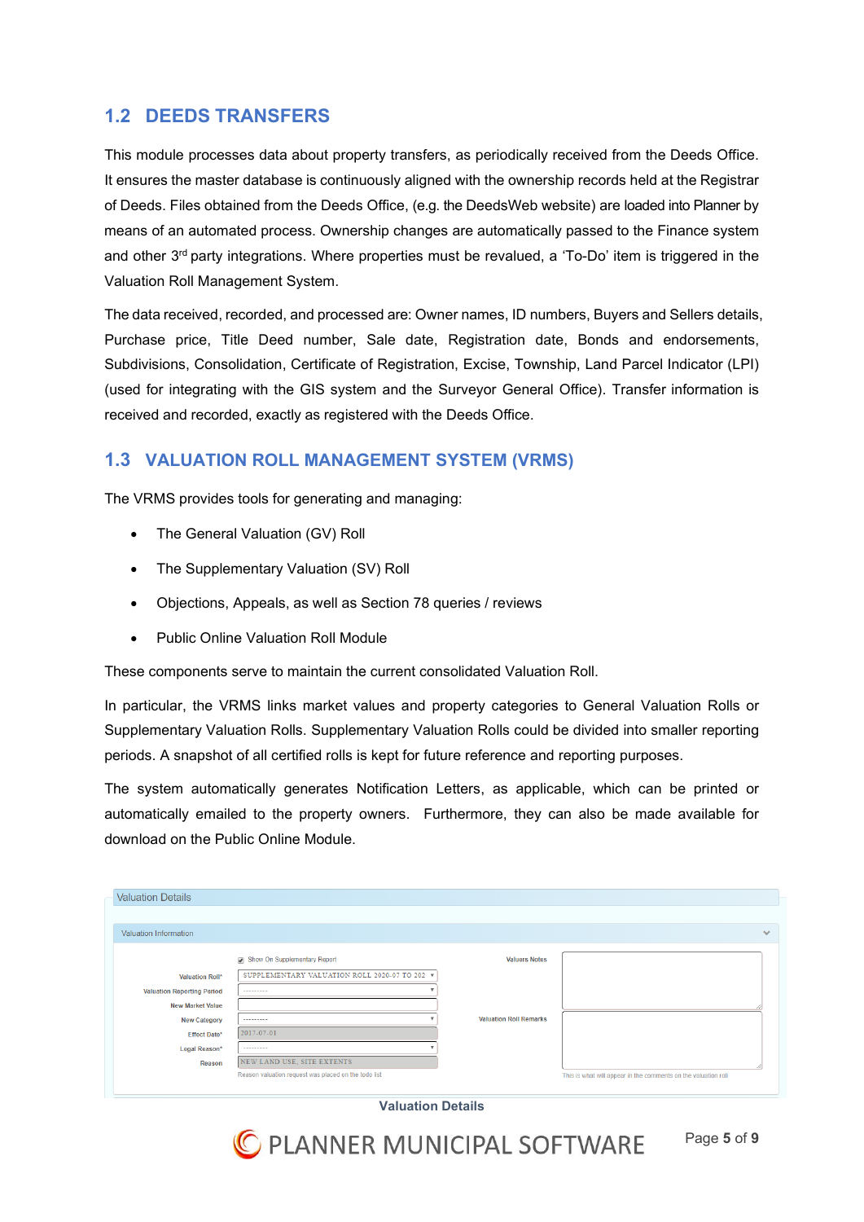## 1.2 DEEDS TRANSFERS

This module processes data about property transfers, as periodically received from the Deeds Office. It ensures the master database is continuously aligned with the ownership records held at the Registrar of Deeds. Files obtained from the Deeds Office, (e.g. the DeedsWeb website) are loaded into Planner by means of an automated process. Ownership changes are automatically passed to the Finance system and other 3rd party integrations. Where properties must be revalued, a 'To-Do' item is triggered in the Valuation Roll Management System.

The data received, recorded, and processed are: Owner names, ID numbers, Buyers and Sellers details, Purchase price, Title Deed number, Sale date, Registration date, Bonds and endorsements, Subdivisions, Consolidation, Certificate of Registration, Excise, Township, Land Parcel Indicator (LPI) (used for integrating with the GIS system and the Surveyor General Office). Transfer information is received and recorded, exactly as registered with the Deeds Office.

## 1.3 VALUATION ROLL MANAGEMENT SYSTEM (VRMS)

The VRMS provides tools for generating and managing:

- The General Valuation (GV) Roll
- The Supplementary Valuation (SV) Roll
- Objections, Appeals, as well as Section 78 queries / reviews
- Public Online Valuation Roll Module

These components serve to maintain the current consolidated Valuation Roll.

In particular, the VRMS links market values and property categories to General Valuation Rolls or Supplementary Valuation Rolls. Supplementary Valuation Rolls could be divided into smaller reporting periods. A snapshot of all certified rolls is kept for future reference and reporting purposes.

The system automatically generates Notification Letters, as applicable, which can be printed or automatically emailed to the property owners. Furthermore, they can also be made available for download on the Public Online Module.

Valuation Details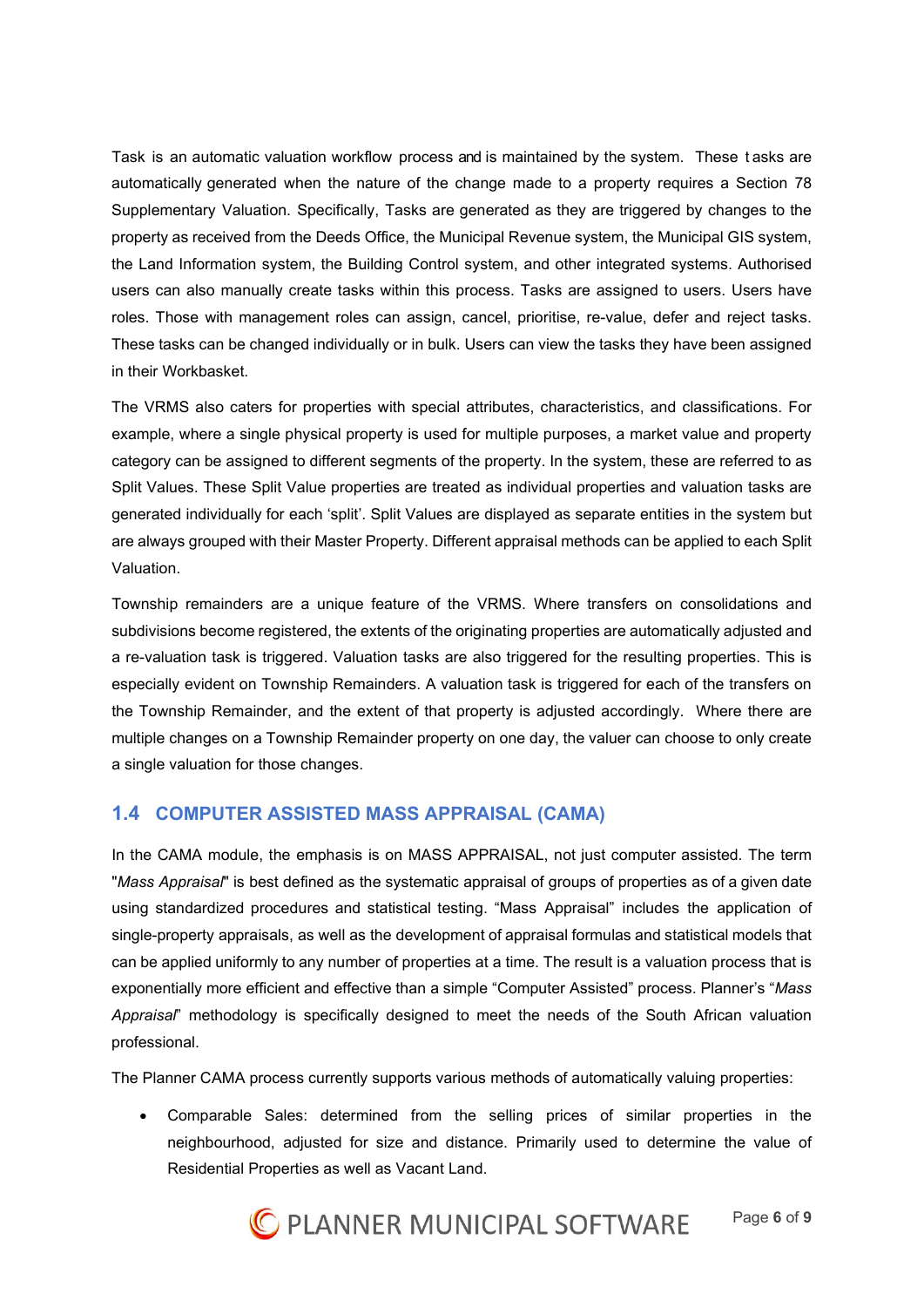Task is an automatic valuation workflow process and is maintained by the system. These tasks are automatically generated when the nature of the change made to a property requires a Section 78 Supplementary Valuation. Specifically, Tasks are generated as they are triggered by changes to the property as received from the Deeds Office, the Municipal Revenue system, the Municipal GIS system, the Land Information system, the Building Control system, and other integrated systems. Authorised users can also manually create tasks within this process. Tasks are assigned to users. Users have roles. Those with management roles can assign, cancel, prioritise, re-value, defer and reject tasks. These tasks can be changed individually or in bulk. Users can view the tasks they have been assigned in their Workbasket.

The VRMS also caters for properties with special attributes, characteristics, and classifications. For example, where a single physical property is used for multiple purposes, a market value and property category can be assigned to different segments of the property. In the system, these are referred to as Split Values. These Split Value properties are treated as individual properties and valuation tasks are generated individually for each 'split'. Split Values are displayed as separate entities in the system but are always grouped with their Master Property. Different appraisal methods can be applied to each Split Valuation.

Township remainders are a unique feature of the VRMS. Where transfers on consolidations and subdivisions become registered, the extents of the originating properties are automatically adjusted and a re-valuation task is triggered. Valuation tasks are also triggered for the resulting properties. This is especially evident on Township Remainders. A valuation task is triggered for each of the transfers on the Township Remainder, and the extent of that property is adjusted accordingly. Where there are multiple changes on a Township Remainder property on one day, the valuer can choose to only create a single valuation for those changes.

## 1.4 COMPUTER ASSISTED MASS APPRAISAL (CAMA)

In the CAMA module, the emphasis is on MASS APPRAISAL, not just computer assisted. The term "*Mass Appraisal*" is best defined as the systematic appraisal of groups of properties as of a given date using standardized procedures and statistical testing. "Mass Appraisal" includes the application of single-property appraisals, as well as the development of appraisal formulas and statistical models that can be applied uniformly to any number of properties at a time. The result is a valuation process that is exponentially more efficient and effective than a simple "Computer Assisted" process. Planner's "*Mass Appraisal*" methodology is specifically designed to meet the needs of the South African valuation professional.

The Planner CAMA process currently supports various methods of automatically valuing properties:

- Comparable Sales: determined from the selling prices of similar properties in the neighbourhood, adjusted for size and distance. Primarily used to determine the value of Residential Properties as well as Vacant Land.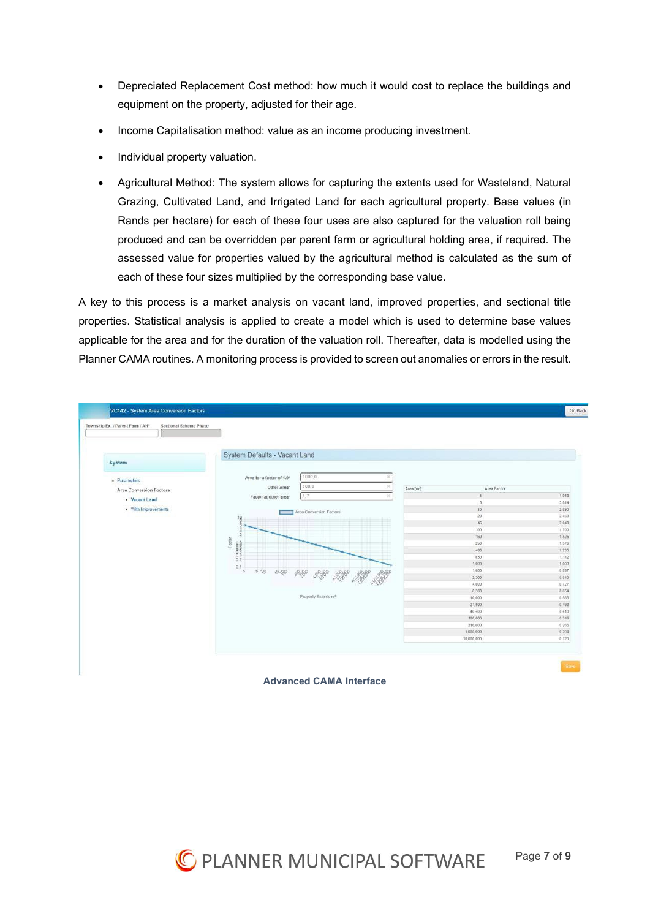- Depreciated Replacement Cost method: how much it would cost to replace the buildings and equipment on the property, adjusted for their age.
- Income Capitalisation method: value as an income producing investment.
- Individual property valuation.
- Agricultural Method: The system allows for capturing the extents used for Wasteland, Natural Grazing, Cultivated Land, and Irrigated Land for each agricultural property. Base values (in Rands per hectare) for each of these four uses are also captured for the valuation roll being produced and can be overridden per parent farm or agricultural holding area, if required. The assessed value for properties valued by the agricultural method is calculated as the sum of each of these four sizes multiplied by the corresponding base value.

A key to this process is a market analysis on vacant land, improved properties, and sectional title properties. Statistical analysis is applied to create a model which is used to determine base values applicable for the area and for the duration of the valuation roll. Thereafter, data is modelled using the Planner CAMA routines. A monitoring process is provided to screen out anomalies or errors in the result.

**Advanced CAMA Interface**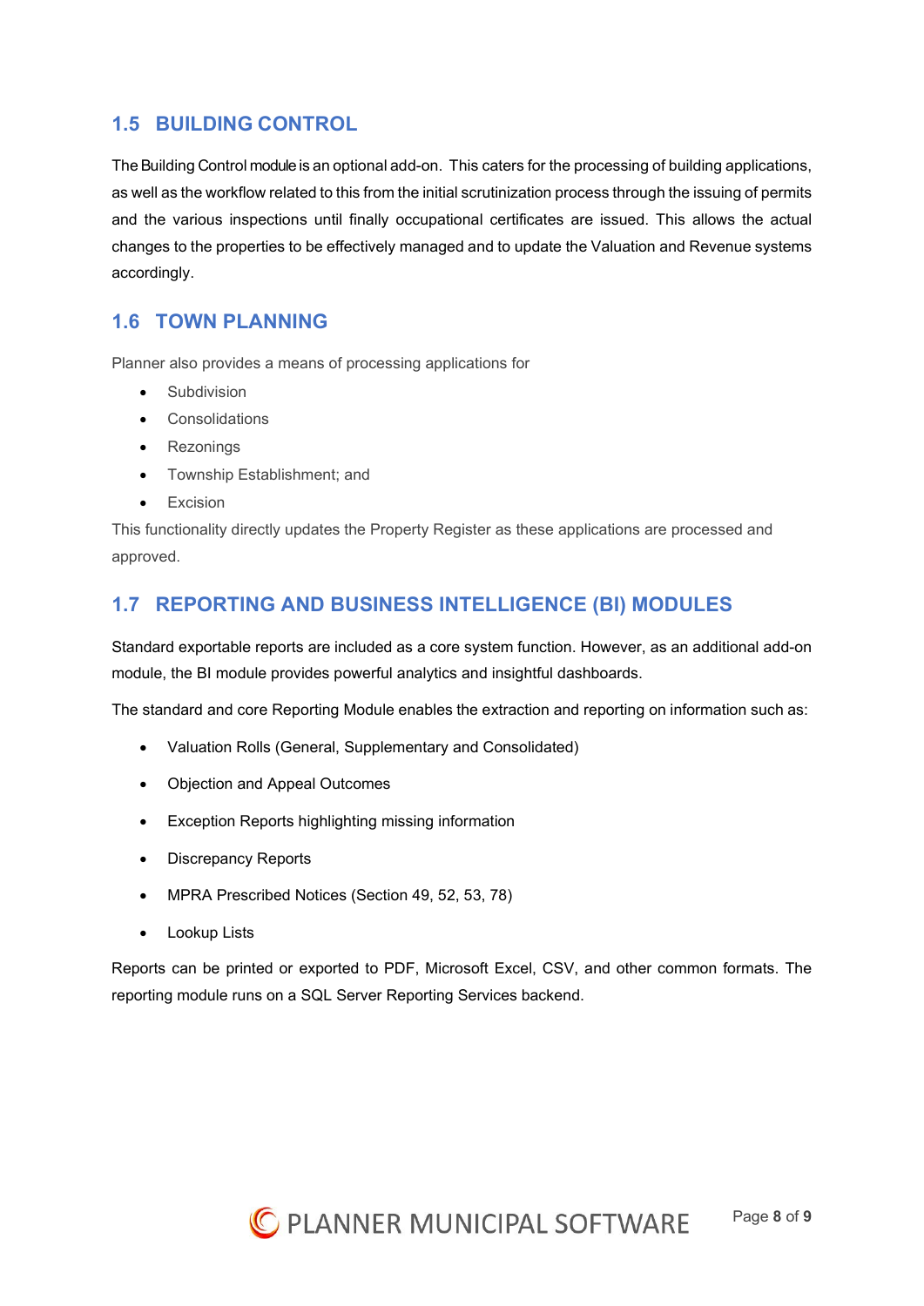## 1.5 BUILDING CONTROL

The Building Control module is an optional add-on. This caters for the processing of building applications, as well as the workflow related to this from the initial scrutinization process through the issuing of permits and the various inspections until finally occupational certificates are issued. This allows the actual changes to the properties to be effectively managed and to update the Valuation and Revenue systems accordingly.

## 1.6 TOWN PLANNING

Planner also provides a means of processing applications for

- Subdivision
- Consolidations
- Rezonings
- Township Establishment; and
- Excision

This functionality directly updates the Property Register as these applications are processed and approved.

## 1.7 REPORTING AND BUSINESS INTELLIGENCE (BI) MODULES

Standard exportable reports are included as a core system function. However, as an additional add-on module, the BI module provides powerful analytics and insightful dashboards.

The standard and core Reporting Module enables the extraction and reporting on information such as:

- Valuation Rolls (General, Supplementary and Consolidated)
- Objection and Appeal Outcomes
- Exception Reports highlighting missing information
- Discrepancy Reports
- MPRA Prescribed Notices (Section 49, 52, 53, 78)
- Lookup Lists

Reports can be printed or exported to PDF, Microsoft Excel, CSV, and other common formats. The reporting module runs on a SQL Server Reporting Services backend.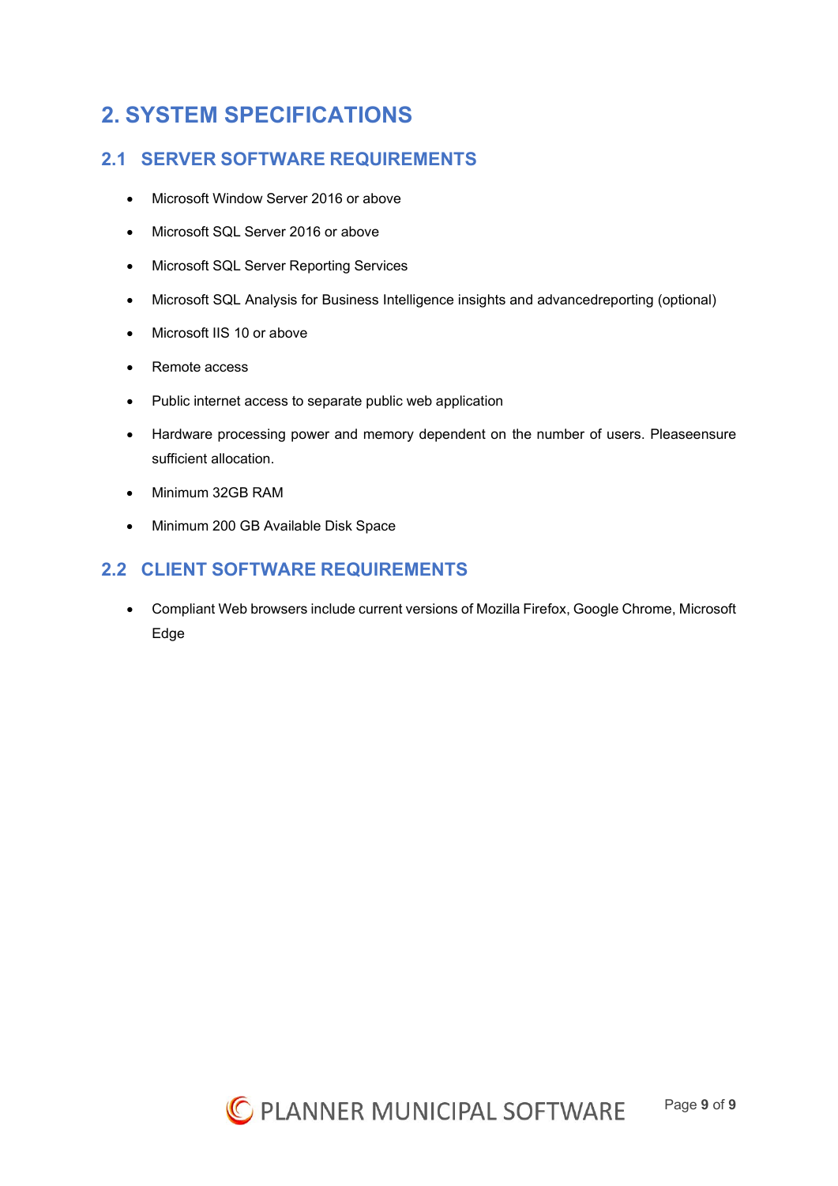# 2. SYSTEM SPECIFICATIONS

## 2.1 SERVER SOFTWARE REQUIREMENTS

- Microsoft Window Server 2016 or above
- Microsoft SQL Server 2016 or above
- Microsoft SQL Server Reporting Services
- Microsoft SQL Analysis for Business Intelligence insights and advancedreporting (optional)
- Microsoft IIS 10 or above
- Remote access
- Public internet access to separate public web application
- Hardware processing power and memory dependent on the number of users. Pleaseensure sufficient allocation.
- Minimum 32GB RAM
- Minimum 200 GB Available Disk Space

## 2.2 CLIENT SOFTWARE REQUIREMENTS

- Compliant Web browsers include current versions of Mozilla Firefox, Google Chrome, Microsoft Edge